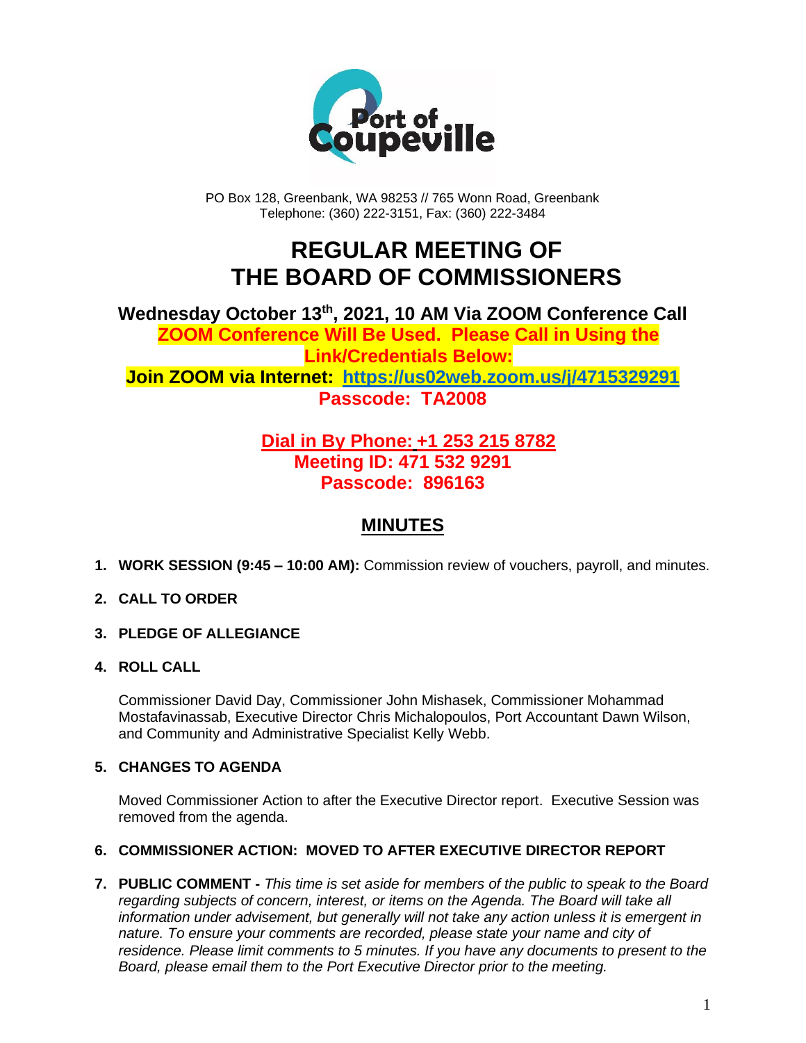PO Box 128, Greenbank, WA 98253 // 765 Wonn Road, Greenbank
Telephone: (360) 222-3151, Fax: (360) 222-3484

# REGULAR MEETING OF THE BOARD OF COMMISSIONERS

**Wednesday October 13th, 2021, 10 AM Via ZOOM Conference Call**

**ZOOM Conference Will Be Used. Please Call in Using the Link/Credentials Below:**

**Join ZOOM via Internet: https://us02web.zoom.us/j/4715329291**

**Passcode: TA2008**

**Dial in By Phone: +1 253 215 8782**

**Meeting ID: 471 532 9291**

**Passcode: 896163**

## MINUTES

1. **WORK SESSION (9:45 – 10:00 AM):** Commission review of vouchers, payroll, and minutes.

2. **CALL TO ORDER**

3. **PLEDGE OF ALLEGIANCE**

4. **ROLL CALL**

   Commissioner David Day, Commissioner John Mishasek, Commissioner Mohammad Mostafavinassab, Executive Director Chris Michalopoulos, Port Accountant Dawn Wilson, and Community and Administrative Specialist Kelly Webb.

5. **CHANGES TO AGENDA**

   Moved Commissioner Action to after the Executive Director report. Executive Session was removed from the agenda.

6. **COMMISSIONER ACTION: MOVED TO AFTER EXECUTIVE DIRECTOR REPORT**

7. **PUBLIC COMMENT -** *This time is set aside for members of the public to speak to the Board regarding subjects of concern, interest, or items on the Agenda. The Board will take all information under advisement, but generally will not take any action unless it is emergent in nature. To ensure your comments are recorded, please state your name and city of residence. Please limit comments to 5 minutes. If you have any documents to present to the Board, please email them to the Port Executive Director prior to the meeting.*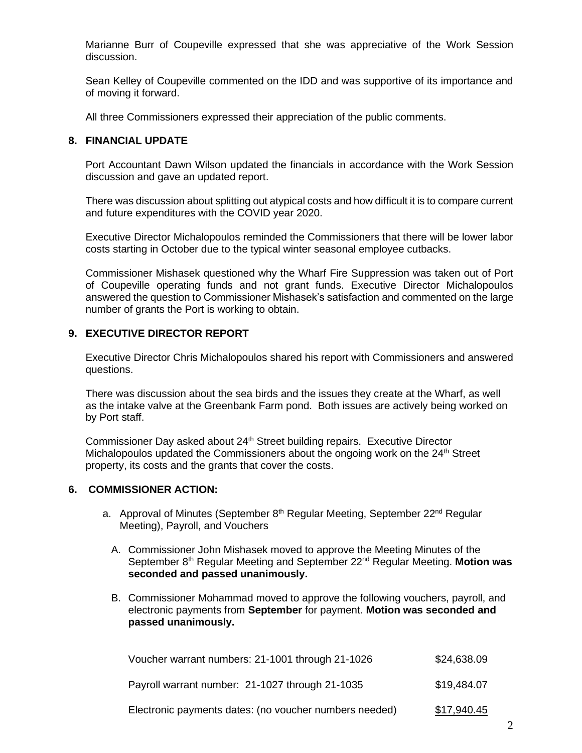Marianne Burr of Coupeville expressed that she was appreciative of the Work Session discussion.

Sean Kelley of Coupeville commented on the IDD and was supportive of its importance and of moving it forward.

All three Commissioners expressed their appreciation of the public comments.

## 8. FINANCIAL UPDATE

Port Accountant Dawn Wilson updated the financials in accordance with the Work Session discussion and gave an updated report.

There was discussion about splitting out atypical costs and how difficult it is to compare current and future expenditures with the COVID year 2020.

Executive Director Michalopoulos reminded the Commissioners that there will be lower labor costs starting in October due to the typical winter seasonal employee cutbacks.

Commissioner Mishasek questioned why the Wharf Fire Suppression was taken out of Port of Coupeville operating funds and not grant funds. Executive Director Michalopoulos answered the question to Commissioner Mishasek's satisfaction and commented on the large number of grants the Port is working to obtain.

## 9. EXECUTIVE DIRECTOR REPORT

Executive Director Chris Michalopoulos shared his report with Commissioners and answered questions.

There was discussion about the sea birds and the issues they create at the Wharf, as well as the intake valve at the Greenbank Farm pond. Both issues are actively being worked on by Port staff.

Commissioner Day asked about 24th Street building repairs. Executive Director Michalopoulos updated the Commissioners about the ongoing work on the 24th Street property, its costs and the grants that cover the costs.

## 6. COMMISSIONER ACTION:

a. Approval of Minutes (September 8th Regular Meeting, September 22nd Regular Meeting), Payroll, and Vouchers

A. Commissioner John Mishasek moved to approve the Meeting Minutes of the September 8th Regular Meeting and September 22nd Regular Meeting. **Motion was seconded and passed unanimously.**

B. Commissioner Mohammad moved to approve the following vouchers, payroll, and electronic payments from **September** for payment. **Motion was seconded and passed unanimously.**

| | |
|---|---|
| Voucher warrant numbers: 21-1001 through 21-1026 | $24,638.09 |
| Payroll warrant number: 21-1027 through 21-1035 | $19,484.07 |
| Electronic payments dates: (no voucher numbers needed) | $17,940.45 |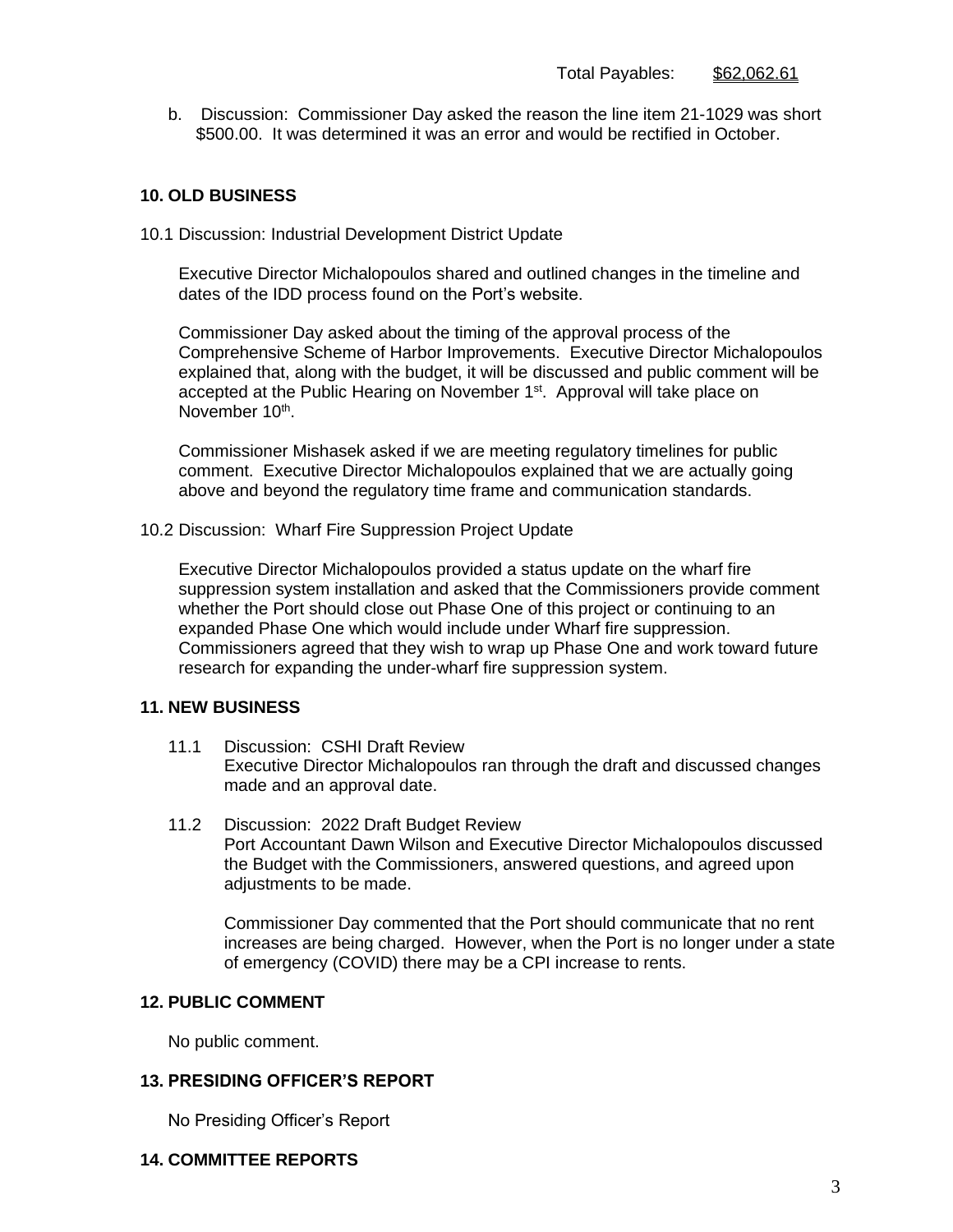Total Payables: $62,062.61

b. Discussion: Commissioner Day asked the reason the line item 21-1029 was short $500.00. It was determined it was an error and would be rectified in October.

## 10. OLD BUSINESS

10.1 Discussion: Industrial Development District Update

Executive Director Michalopoulos shared and outlined changes in the timeline and dates of the IDD process found on the Port's website.

Commissioner Day asked about the timing of the approval process of the Comprehensive Scheme of Harbor Improvements. Executive Director Michalopoulos explained that, along with the budget, it will be discussed and public comment will be accepted at the Public Hearing on November 1st. Approval will take place on November 10th.

Commissioner Mishasek asked if we are meeting regulatory timelines for public comment. Executive Director Michalopoulos explained that we are actually going above and beyond the regulatory time frame and communication standards.

10.2 Discussion: Wharf Fire Suppression Project Update

Executive Director Michalopoulos provided a status update on the wharf fire suppression system installation and asked that the Commissioners provide comment whether the Port should close out Phase One of this project or continuing to an expanded Phase One which would include under Wharf fire suppression. Commissioners agreed that they wish to wrap up Phase One and work toward future research for expanding the under-wharf fire suppression system.

## 11. NEW BUSINESS

11.1 Discussion: CSHI Draft Review
Executive Director Michalopoulos ran through the draft and discussed changes made and an approval date.

11.2 Discussion: 2022 Draft Budget Review
Port Accountant Dawn Wilson and Executive Director Michalopoulos discussed the Budget with the Commissioners, answered questions, and agreed upon adjustments to be made.

Commissioner Day commented that the Port should communicate that no rent increases are being charged. However, when the Port is no longer under a state of emergency (COVID) there may be a CPI increase to rents.

## 12. PUBLIC COMMENT

No public comment.

## 13. PRESIDING OFFICER'S REPORT

No Presiding Officer's Report

## 14. COMMITTEE REPORTS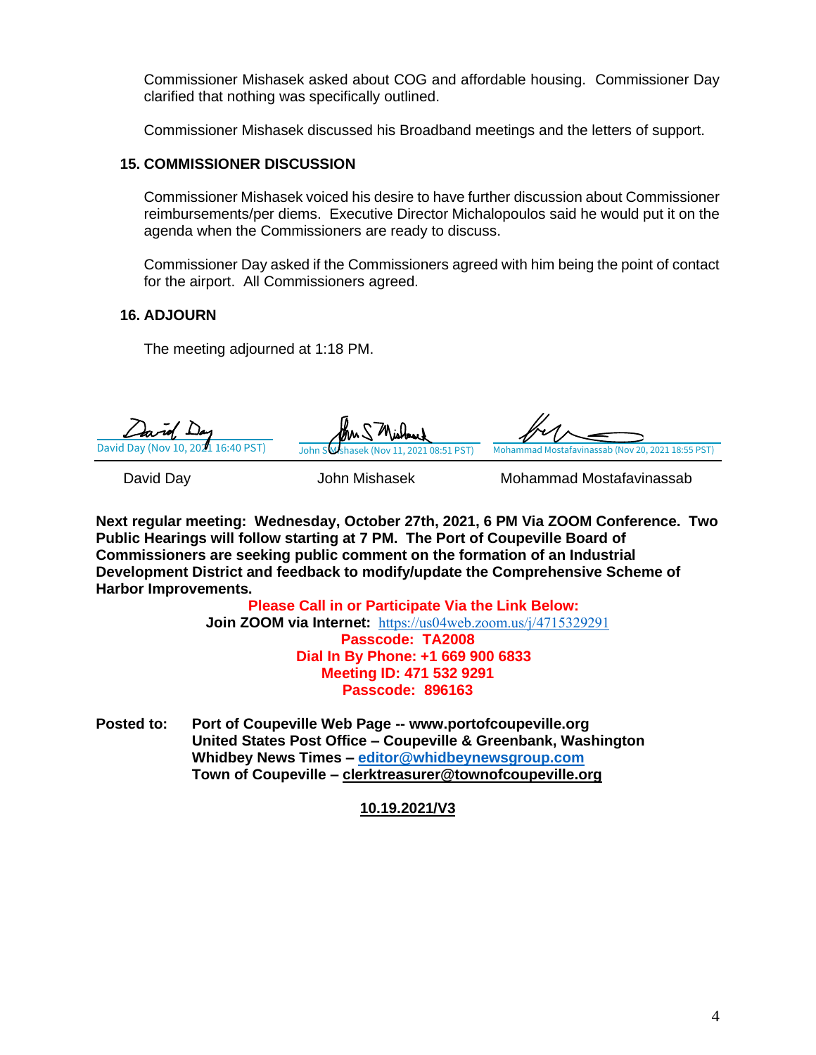Commissioner Mishasek asked about COG and affordable housing. Commissioner Day clarified that nothing was specifically outlined.

Commissioner Mishasek discussed his Broadband meetings and the letters of support.

**15. COMMISSIONER DISCUSSION**

Commissioner Mishasek voiced his desire to have further discussion about Commissioner reimbursements/per diems. Executive Director Michalopoulos said he would put it on the agenda when the Commissioners are ready to discuss.

Commissioner Day asked if the Commissioners agreed with him being the point of contact for the airport. All Commissioners agreed.

**16. ADJOURN**

The meeting adjourned at 1:18 PM.

| David Day (Nov 10, 2021 16:40 PST) | John S Mishasek (Nov 11, 2021 08:51 PST) | Mohammad Mostafavinassab (Nov 20, 2021 18:55 PST) |
|---|---|---|
| David Day | John Mishasek | Mohammad Mostafavinassab |

**Next regular meeting: Wednesday, October 27th, 2021, 6 PM Via ZOOM Conference. Two Public Hearings will follow starting at 7 PM. The Port of Coupeville Board of Commissioners are seeking public comment on the formation of an Industrial Development District and feedback to modify/update the Comprehensive Scheme of Harbor Improvements.**

**Please Call in or Participate Via the Link Below:**
**Join ZOOM via Internet:** https://us04web.zoom.us/j/4715329291
**Passcode: TA2008**
**Dial In By Phone: +1 669 900 6833**
**Meeting ID: 471 532 9291**
**Passcode: 896163**

**Posted to:** **Port of Coupeville Web Page -- www.portofcoupeville.org**
**United States Post Office – Coupeville & Greenbank, Washington**
**Whidbey News Times – editor@whidbeynewsgroup.com**
**Town of Coupeville – clerktreasurer@townofcoupeville.org**

**10.19.2021/V3**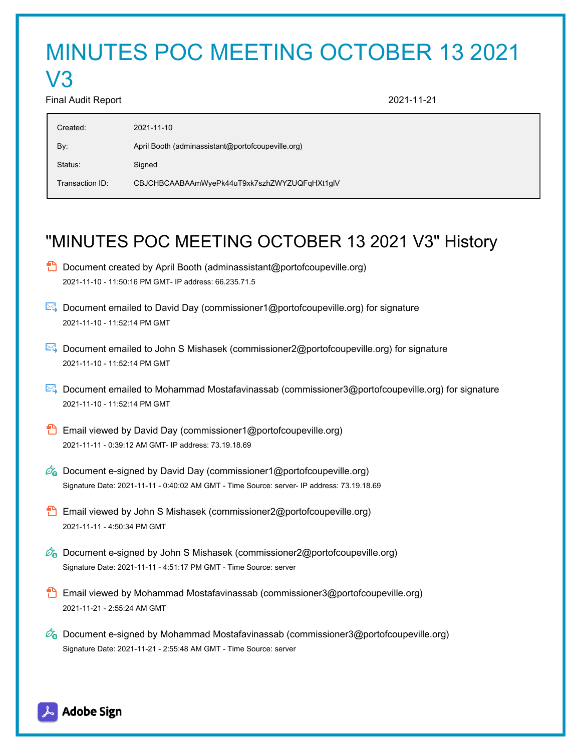# MINUTES POC MEETING OCTOBER 13 2021 V3

Final Audit Report 2021-11-21

| | |
|---|---|
| Created: | 2021-11-10 |
| By: | April Booth (adminassistant@portofcoupeville.org) |
| Status: | Signed |
| Transaction ID: | CBJCHBCAABAAmWyePk44uT9xk7szhZWYZUQFqHXt1glV |

## "MINUTES POC MEETING OCTOBER 13 2021 V3" History

- Document created by April Booth (adminassistant@portofcoupeville.org)
  2021-11-10 - 11:50:16 PM GMT- IP address: 66.235.71.5

- Document emailed to David Day (commissioner1@portofcoupeville.org) for signature
  2021-11-10 - 11:52:14 PM GMT

- Document emailed to John S Mishasek (commissioner2@portofcoupeville.org) for signature
  2021-11-10 - 11:52:14 PM GMT

- Document emailed to Mohammad Mostafavinassab (commissioner3@portofcoupeville.org) for signature
  2021-11-10 - 11:52:14 PM GMT

- Email viewed by David Day (commissioner1@portofcoupeville.org)
  2021-11-11 - 0:39:12 AM GMT- IP address: 73.19.18.69

- Document e-signed by David Day (commissioner1@portofcoupeville.org)
  Signature Date: 2021-11-11 - 0:40:02 AM GMT - Time Source: server- IP address: 73.19.18.69

- Email viewed by John S Mishasek (commissioner2@portofcoupeville.org)
  2021-11-11 - 4:50:34 PM GMT

- Document e-signed by John S Mishasek (commissioner2@portofcoupeville.org)
  Signature Date: 2021-11-11 - 4:51:17 PM GMT - Time Source: server

- Email viewed by Mohammad Mostafavinassab (commissioner3@portofcoupeville.org)
  2021-11-21 - 2:55:24 AM GMT

- Document e-signed by Mohammad Mostafavinassab (commissioner3@portofcoupeville.org)
  Signature Date: 2021-11-21 - 2:55:48 AM GMT - Time Source: server

Adobe Sign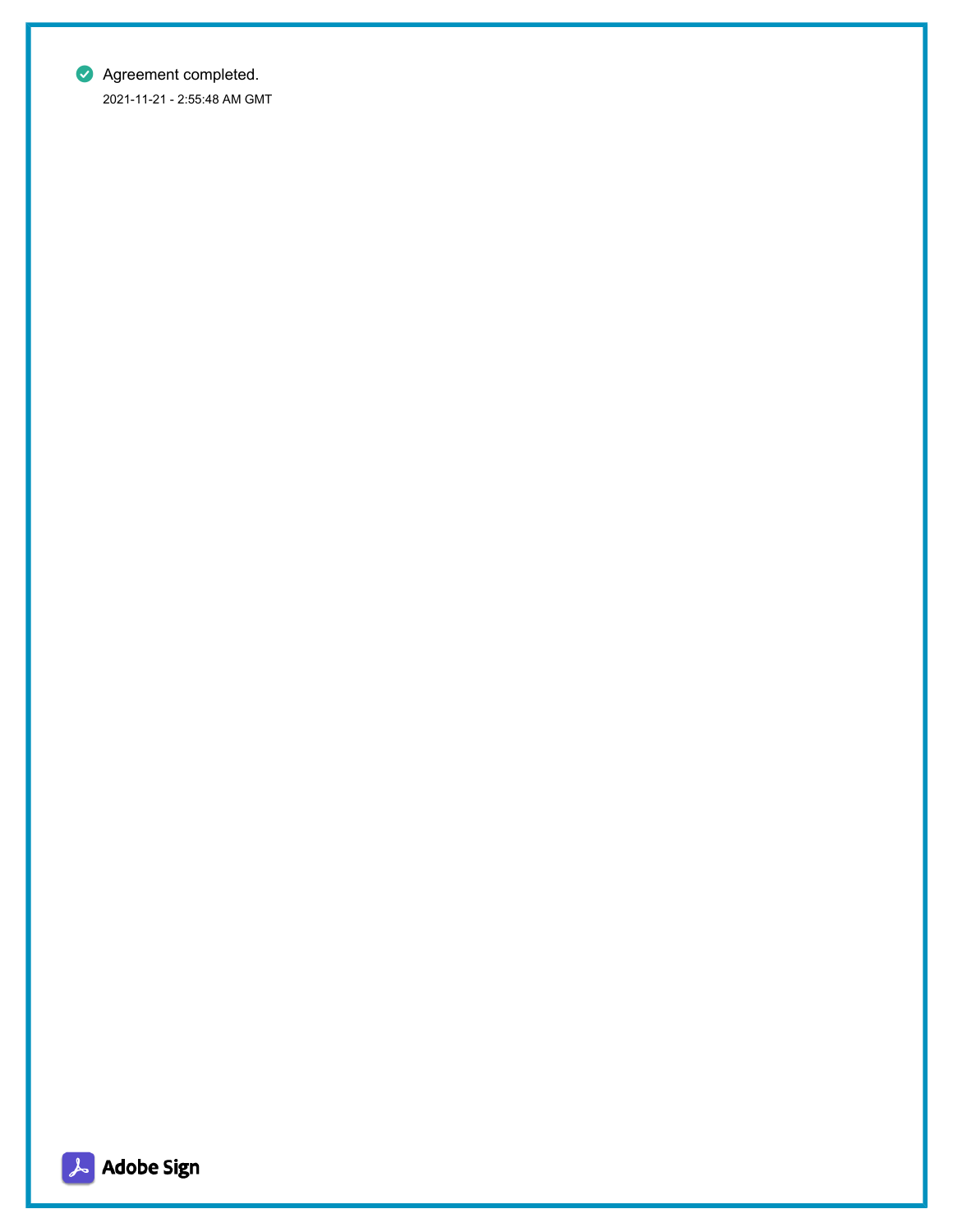Agreement completed.

2021-11-21 - 2:55:48 AM GMT

Adobe Sign